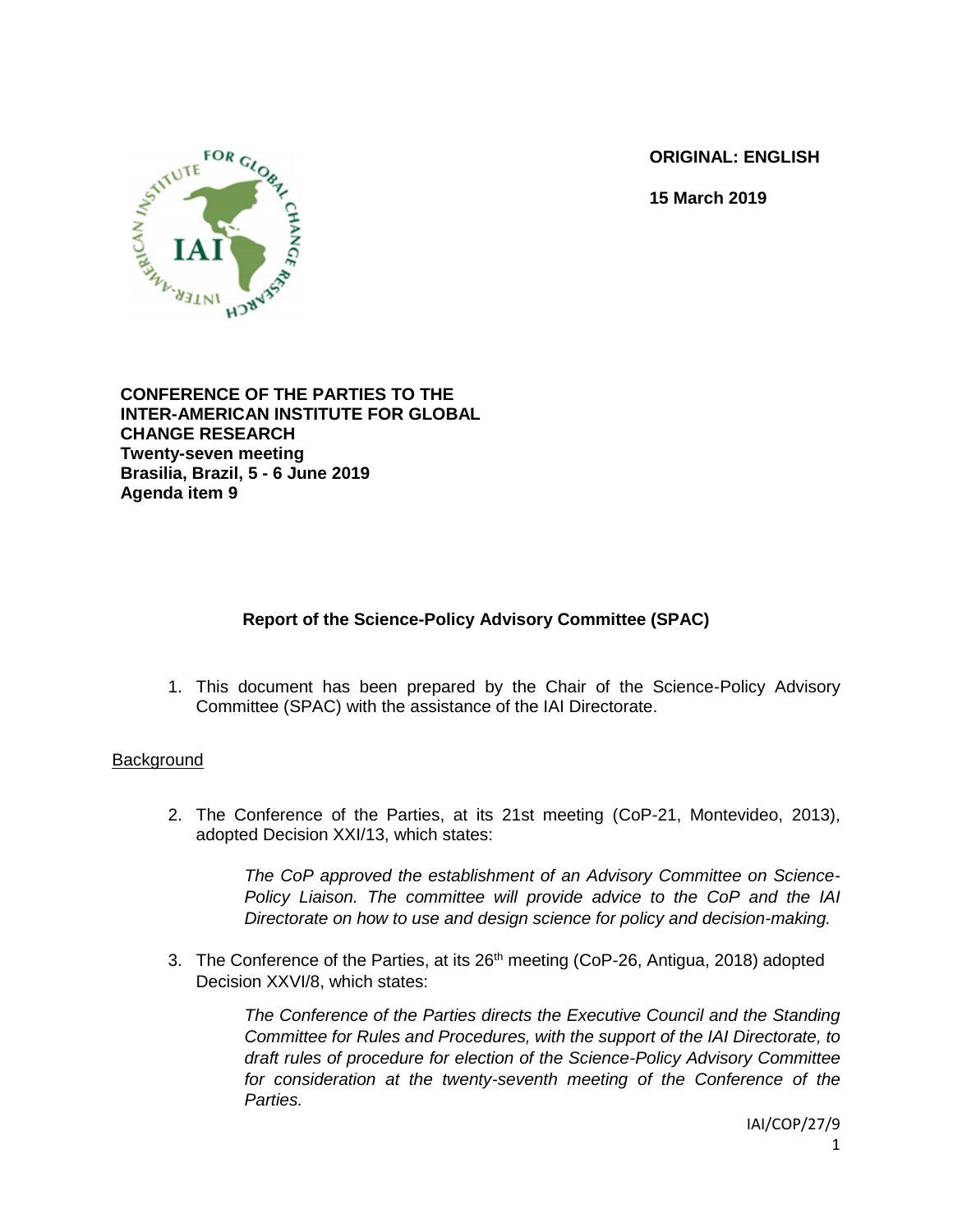**ORIGINAL: ENGLISH**

**15 March 2019**

**CONFERENCE OF THE PARTIES TO THE INTER-AMERICAN INSTITUTE FOR GLOBAL CHANGE RESEARCH**
**Twenty-seven meeting**
**Brasilia, Brazil, 5 - 6 June 2019**
**Agenda item 9**

## Report of the Science-Policy Advisory Committee (SPAC)

1. This document has been prepared by the Chair of the Science-Policy Advisory Committee (SPAC) with the assistance of the IAI Directorate.

### Background

2. The Conference of the Parties, at its 21st meeting (CoP-21, Montevideo, 2013), adopted Decision XXI/13, which states:

   > *The CoP approved the establishment of an Advisory Committee on Science-Policy Liaison. The committee will provide advice to the CoP and the IAI Directorate on how to use and design science for policy and decision-making.*

3. The Conference of the Parties, at its 26th meeting (CoP-26, Antigua, 2018) adopted Decision XXVI/8, which states:

   > *The Conference of the Parties directs the Executive Council and the Standing Committee for Rules and Procedures, with the support of the IAI Directorate, to draft rules of procedure for election of the Science-Policy Advisory Committee for consideration at the twenty-seventh meeting of the Conference of the Parties.*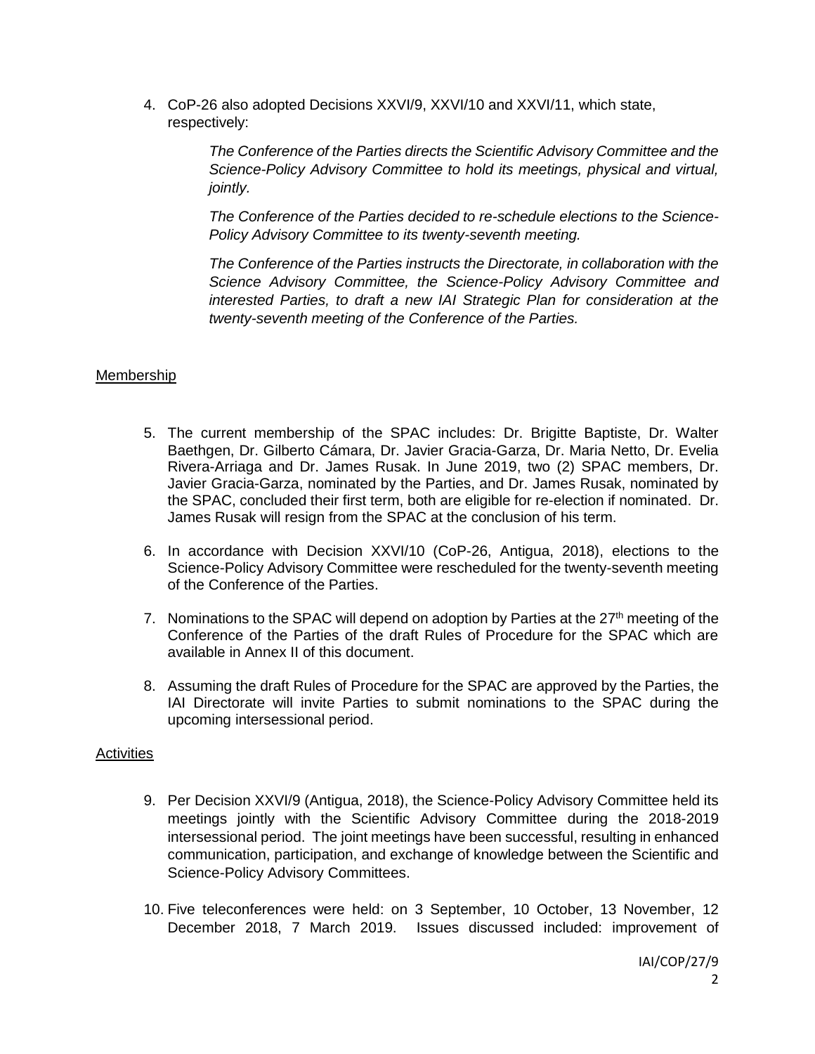4. CoP-26 also adopted Decisions XXVI/9, XXVI/10 and XXVI/11, which state, respectively:

   *The Conference of the Parties directs the Scientific Advisory Committee and the Science-Policy Advisory Committee to hold its meetings, physical and virtual, jointly.*

   *The Conference of the Parties decided to re-schedule elections to the Science-Policy Advisory Committee to its twenty-seventh meeting.*

   *The Conference of the Parties instructs the Directorate, in collaboration with the Science Advisory Committee, the Science-Policy Advisory Committee and interested Parties, to draft a new IAI Strategic Plan for consideration at the twenty-seventh meeting of the Conference of the Parties.*

## Membership

5. The current membership of the SPAC includes: Dr. Brigitte Baptiste, Dr. Walter Baethgen, Dr. Gilberto Cámara, Dr. Javier Gracia-Garza, Dr. Maria Netto, Dr. Evelia Rivera-Arriaga and Dr. James Rusak. In June 2019, two (2) SPAC members, Dr. Javier Gracia-Garza, nominated by the Parties, and Dr. James Rusak, nominated by the SPAC, concluded their first term, both are eligible for re-election if nominated. Dr. James Rusak will resign from the SPAC at the conclusion of his term.

6. In accordance with Decision XXVI/10 (CoP-26, Antigua, 2018), elections to the Science-Policy Advisory Committee were rescheduled for the twenty-seventh meeting of the Conference of the Parties.

7. Nominations to the SPAC will depend on adoption by Parties at the 27th meeting of the Conference of the Parties of the draft Rules of Procedure for the SPAC which are available in Annex II of this document.

8. Assuming the draft Rules of Procedure for the SPAC are approved by the Parties, the IAI Directorate will invite Parties to submit nominations to the SPAC during the upcoming intersessional period.

## Activities

9. Per Decision XXVI/9 (Antigua, 2018), the Science-Policy Advisory Committee held its meetings jointly with the Scientific Advisory Committee during the 2018-2019 intersessional period. The joint meetings have been successful, resulting in enhanced communication, participation, and exchange of knowledge between the Scientific and Science-Policy Advisory Committees.

10. Five teleconferences were held: on 3 September, 10 October, 13 November, 12 December 2018, 7 March 2019. Issues discussed included: improvement of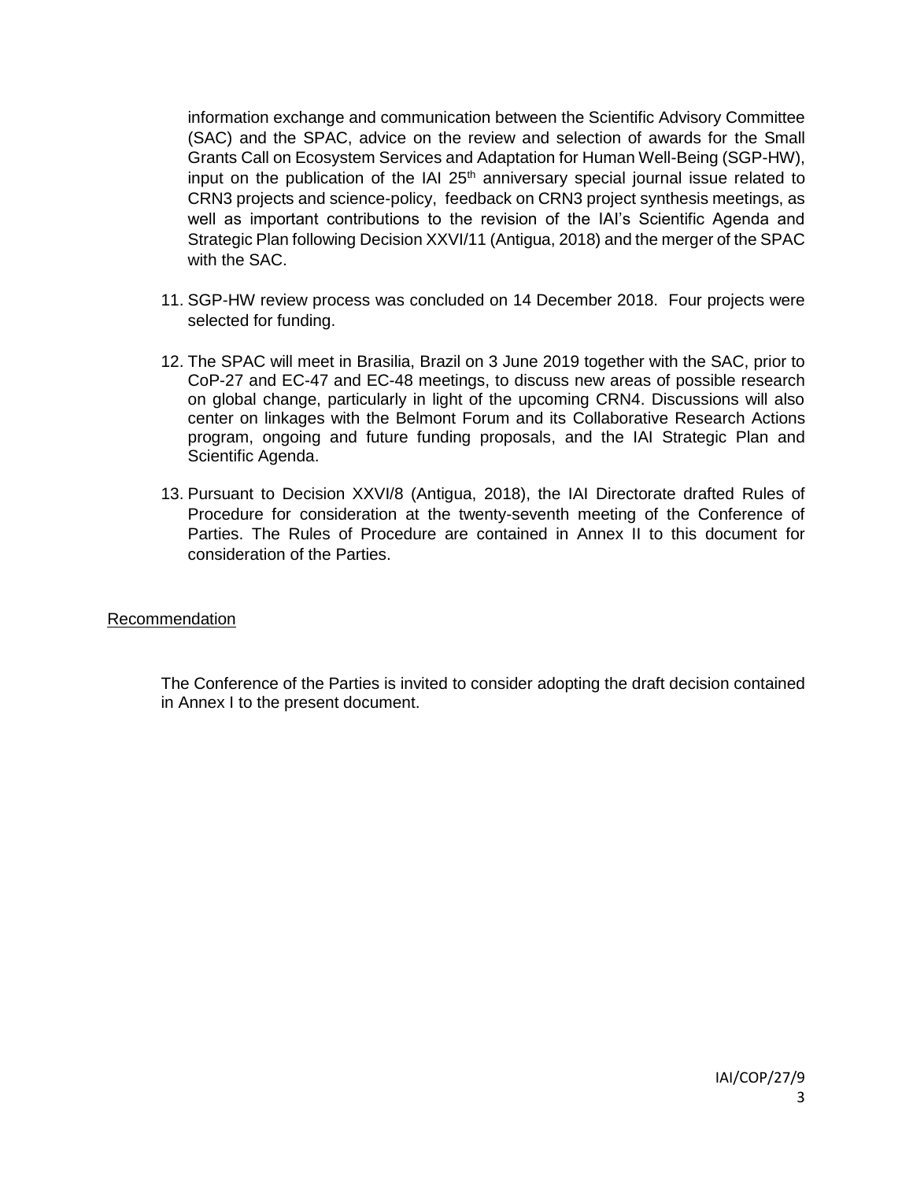information exchange and communication between the Scientific Advisory Committee (SAC) and the SPAC, advice on the review and selection of awards for the Small Grants Call on Ecosystem Services and Adaptation for Human Well-Being (SGP-HW), input on the publication of the IAI 25th anniversary special journal issue related to CRN3 projects and science-policy, feedback on CRN3 project synthesis meetings, as well as important contributions to the revision of the IAI's Scientific Agenda and Strategic Plan following Decision XXVI/11 (Antigua, 2018) and the merger of the SPAC with the SAC.

11. SGP-HW review process was concluded on 14 December 2018. Four projects were selected for funding.

12. The SPAC will meet in Brasilia, Brazil on 3 June 2019 together with the SAC, prior to CoP-27 and EC-47 and EC-48 meetings, to discuss new areas of possible research on global change, particularly in light of the upcoming CRN4. Discussions will also center on linkages with the Belmont Forum and its Collaborative Research Actions program, ongoing and future funding proposals, and the IAI Strategic Plan and Scientific Agenda.

13. Pursuant to Decision XXVI/8 (Antigua, 2018), the IAI Directorate drafted Rules of Procedure for consideration at the twenty-seventh meeting of the Conference of Parties. The Rules of Procedure are contained in Annex II to this document for consideration of the Parties.

Recommendation

The Conference of the Parties is invited to consider adopting the draft decision contained in Annex I to the present document.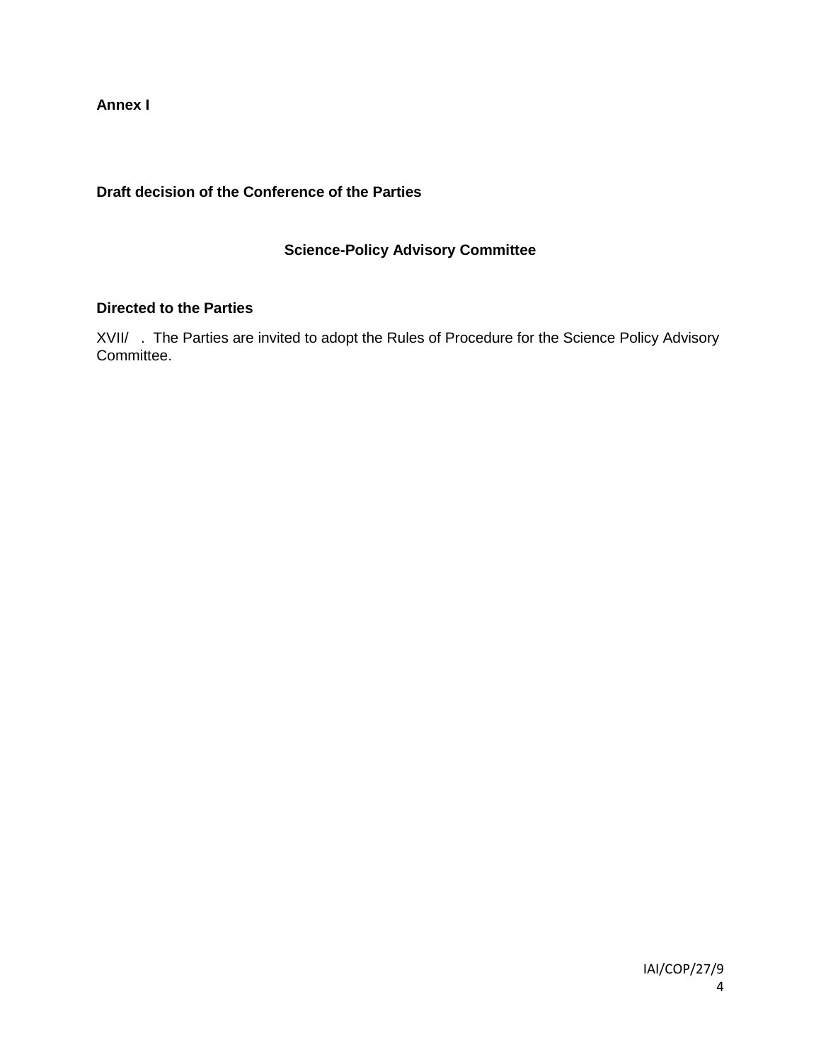**Annex I**

**Draft decision of the Conference of the Parties**

## Science-Policy Advisory Committee

**Directed to the Parties**

XVII/ . The Parties are invited to adopt the Rules of Procedure for the Science Policy Advisory Committee.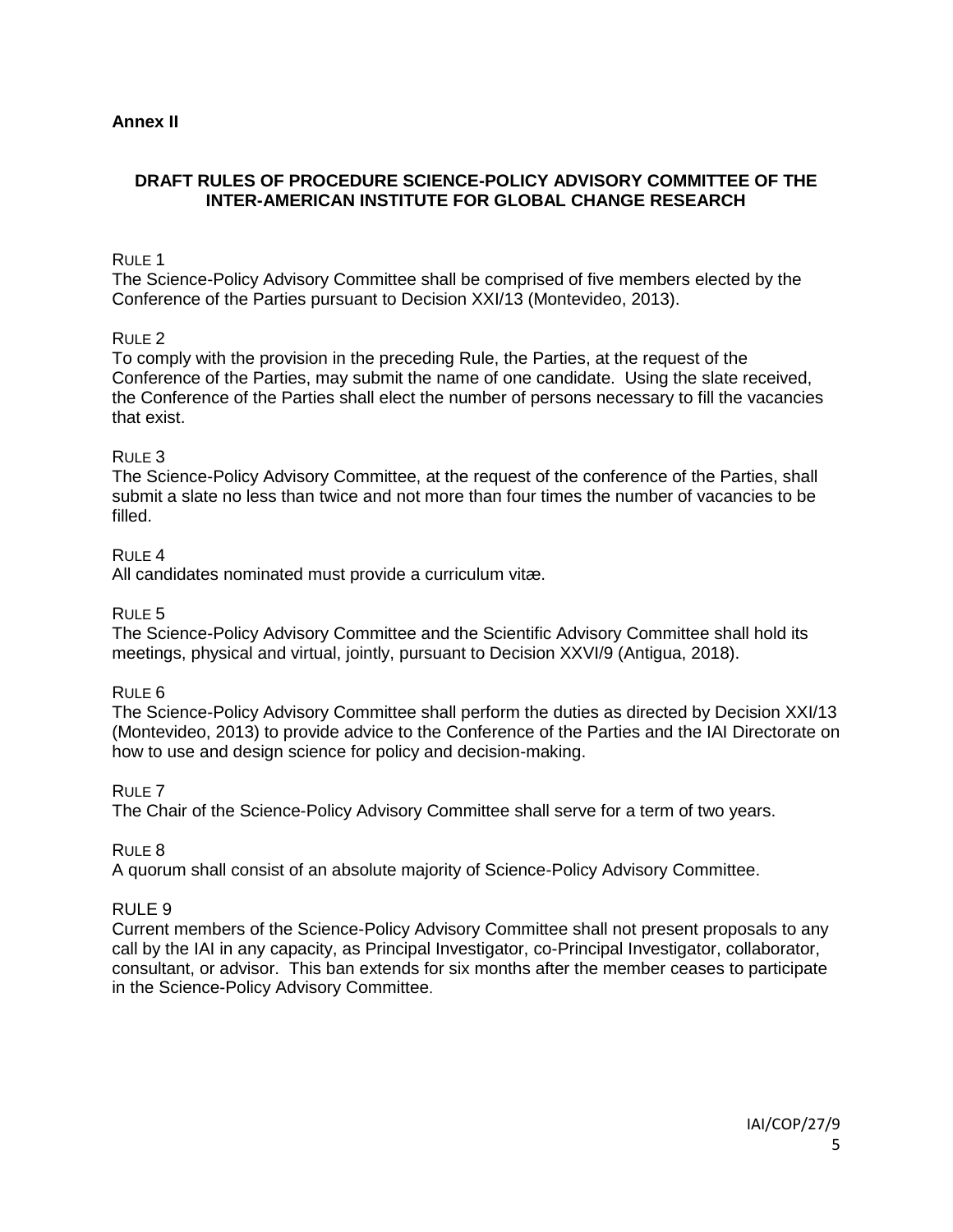**Annex II**

## DRAFT RULES OF PROCEDURE SCIENCE-POLICY ADVISORY COMMITTEE OF THE INTER-AMERICAN INSTITUTE FOR GLOBAL CHANGE RESEARCH

RULE 1

The Science-Policy Advisory Committee shall be comprised of five members elected by the Conference of the Parties pursuant to Decision XXI/13 (Montevideo, 2013).

RULE 2

To comply with the provision in the preceding Rule, the Parties, at the request of the Conference of the Parties, may submit the name of one candidate. Using the slate received, the Conference of the Parties shall elect the number of persons necessary to fill the vacancies that exist.

RULE 3

The Science-Policy Advisory Committee, at the request of the conference of the Parties, shall submit a slate no less than twice and not more than four times the number of vacancies to be filled.

RULE 4

All candidates nominated must provide a curriculum vitæ.

RULE 5

The Science-Policy Advisory Committee and the Scientific Advisory Committee shall hold its meetings, physical and virtual, jointly, pursuant to Decision XXVI/9 (Antigua, 2018).

RULE 6

The Science-Policy Advisory Committee shall perform the duties as directed by Decision XXI/13 (Montevideo, 2013) to provide advice to the Conference of the Parties and the IAI Directorate on how to use and design science for policy and decision-making.

RULE 7

The Chair of the Science-Policy Advisory Committee shall serve for a term of two years.

RULE 8

A quorum shall consist of an absolute majority of Science-Policy Advisory Committee.

RULE 9

Current members of the Science-Policy Advisory Committee shall not present proposals to any call by the IAI in any capacity, as Principal Investigator, co-Principal Investigator, collaborator, consultant, or advisor. This ban extends for six months after the member ceases to participate in the Science-Policy Advisory Committee.

IAI/COP/27/9